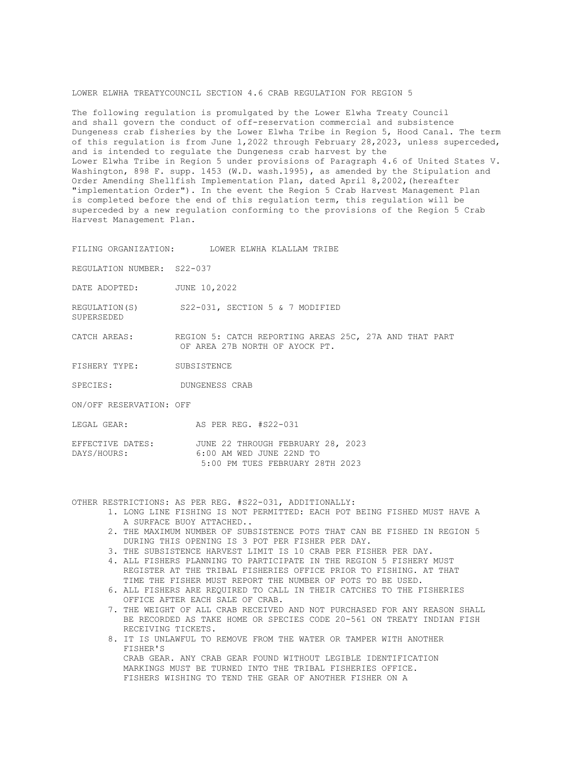LOWER ELWHA TREATYCOUNCIL SECTION 4.6 CRAB REGULATION FOR REGION 5

The following regulation is promulgated by the Lower Elwha Treaty Council and shall govern the conduct of off-reservation commercial and subsistence Dungeness crab fisheries by the Lower Elwha Tribe in Region 5, Hood Canal. The term of this regulation is from June 1,2022 through February 28,2023, unless superceded, and is intended to regulate the Dungeness crab harvest by the Lower Elwha Tribe in Region 5 under provisions of Paragraph 4.6 of United States V. Washington, 898 F. supp. 1453 (W.D. wash.1995), as amended by the Stipulation and Order Amending Shellfish Implementation Plan, dated April 8,2002,(hereafter "implementation Order"). In the event the Region 5 Crab Harvest Management Plan is completed before the end of this regulation term, this regulation will be superceded by a new regulation conforming to the provisions of the Region 5 Crab Harvest Management Plan.

FILING ORGANIZATION: LOWER ELWHA KLALLAM TRIBE

REGULATION NUMBER: S22-037

DATE ADOPTED: JUNE 10,2022

REGULATION(S) SUPERSEDED: S22-031, SECTION 5 & 7 MODIFIED

CATCH AREAS: REGION 5: CATCH REPORTING AREAS 25C, 27A AND THAT PART OF AREA 27B NORTH OF AYOCK PT.

FISHERY TYPE: SUBSISTENCE

SPECIES: DUNGENESS CRAB

ON/OFF RESERVATION: OFF

LEGAL GEAR: AS PER REG. #S22-031

EFFECTIVE DATES: JUNE 22 THROUGH FEBRUARY 28, 2023

DAYS/HOURS: 6:00 AM WED JUNE 22ND TO 5:00 PM TUES FEBRUARY 28TH 2023

OTHER RESTRICTIONS: AS PER REG. #S22-031, ADDITIONALLY:

1. LONG LINE FISHING IS NOT PERMITTED: EACH POT BEING FISHED MUST HAVE A A SURFACE BUOY ATTACHED..
2. THE MAXIMUM NUMBER OF SUBSISTENCE POTS THAT CAN BE FISHED IN REGION 5 DURING THIS OPENING IS 3 POT PER FISHER PER DAY.
3. THE SUBSISTENCE HARVEST LIMIT IS 10 CRAB PER FISHER PER DAY.
4. ALL FISHERS PLANNING TO PARTICIPATE IN THE REGION 5 FISHERY MUST REGISTER AT THE TRIBAL FISHERIES OFFICE PRIOR TO FISHING. AT THAT TIME THE FISHER MUST REPORT THE NUMBER OF POTS TO BE USED.
6. ALL FISHERS ARE REQUIRED TO CALL IN THEIR CATCHES TO THE FISHERIES OFFICE AFTER EACH SALE OF CRAB.
7. THE WEIGHT OF ALL CRAB RECEIVED AND NOT PURCHASED FOR ANY REASON SHALL BE RECORDED AS TAKE HOME OR SPECIES CODE 20-561 ON TREATY INDIAN FISH RECEIVING TICKETS.
8. IT IS UNLAWFUL TO REMOVE FROM THE WATER OR TAMPER WITH ANOTHER FISHER'S CRAB GEAR. ANY CRAB GEAR FOUND WITHOUT LEGIBLE IDENTIFICATION MARKINGS MUST BE TURNED INTO THE TRIBAL FISHERIES OFFICE. FISHERS WISHING TO TEND THE GEAR OF ANOTHER FISHER ON A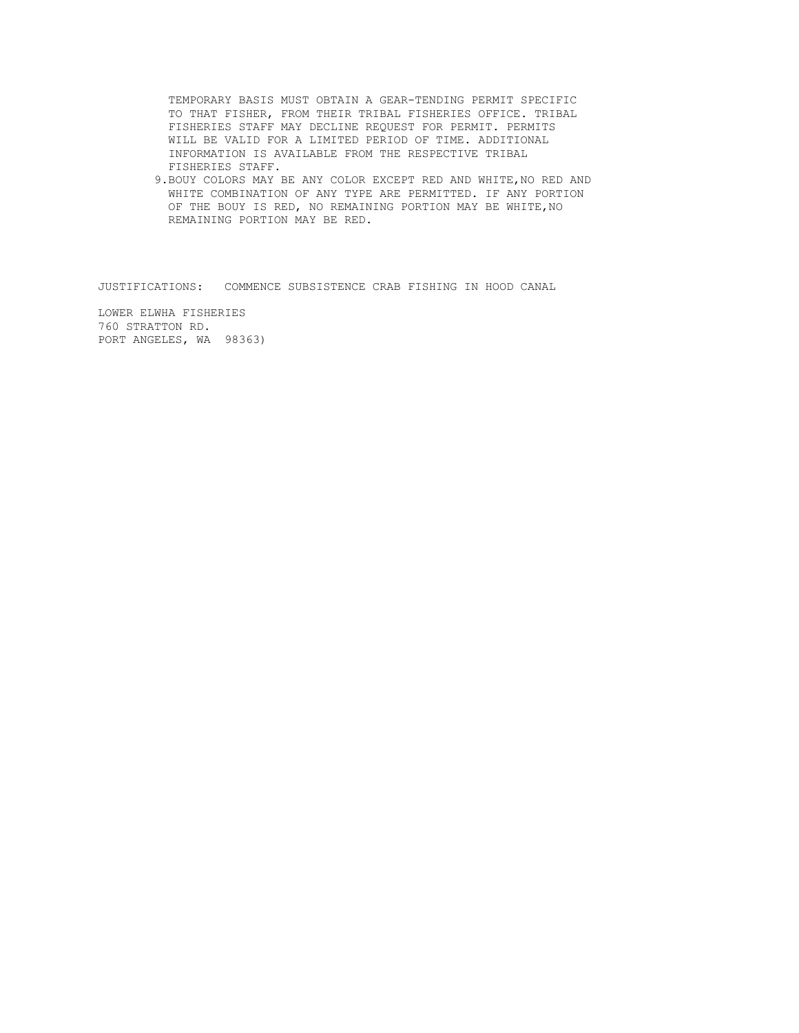TEMPORARY BASIS MUST OBTAIN A GEAR-TENDING PERMIT SPECIFIC TO THAT FISHER, FROM THEIR TRIBAL FISHERIES OFFICE. TRIBAL FISHERIES STAFF MAY DECLINE REQUEST FOR PERMIT. PERMITS WILL BE VALID FOR A LIMITED PERIOD OF TIME. ADDITIONAL INFORMATION IS AVAILABLE FROM THE RESPECTIVE TRIBAL FISHERIES STAFF.

9. BOUY COLORS MAY BE ANY COLOR EXCEPT RED AND WHITE, NO RED AND WHITE COMBINATION OF ANY TYPE ARE PERMITTED. IF ANY PORTION OF THE BOUY IS RED, NO REMAINING PORTION MAY BE WHITE, NO REMAINING PORTION MAY BE RED.

JUSTIFICATIONS: COMMENCE SUBSISTENCE CRAB FISHING IN HOOD CANAL

LOWER ELWHA FISHERIES
760 STRATTON RD.
PORT ANGELES, WA 98363)